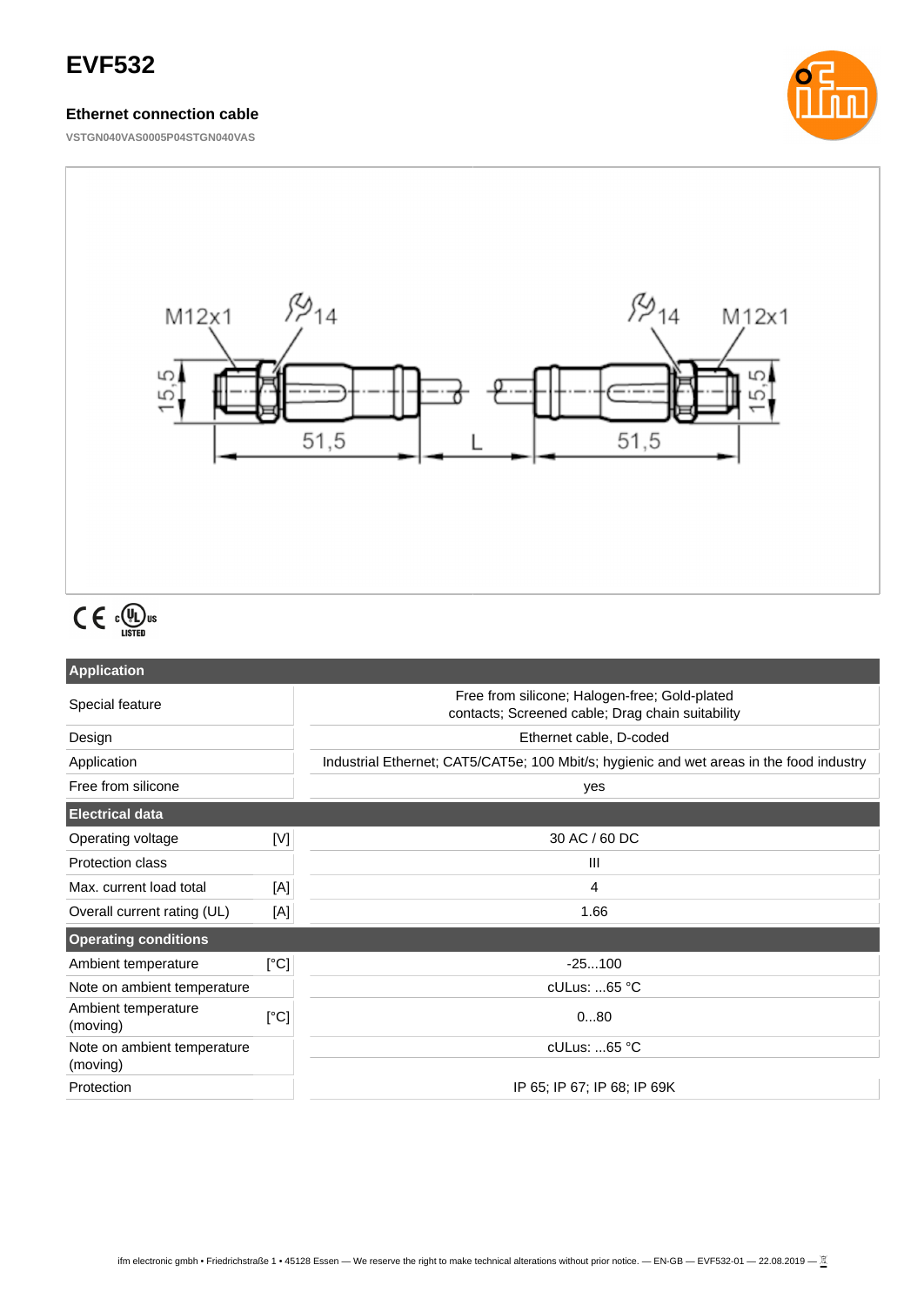# EVF532

## Ethernet connection cable

VSTGN040VAS0005P04STGN040VAS

| Application | | |
|---|---|---|
| Special feature | | Free from silicone; Halogen-free; Gold-plated contacts; Screened cable; Drag chain suitability |
| Design | | Ethernet cable, D-coded |
| Application | | Industrial Ethernet; CAT5/CAT5e; 100 Mbit/s; hygienic and wet areas in the food industry |
| Free from silicone | | yes |
| **Electrical data** | | |
| Operating voltage | [V] | 30 AC / 60 DC |
| Protection class | | III |
| Max. current load total | [A] | 4 |
| Overall current rating (UL) | [A] | 1.66 |
| **Operating conditions** | | |
| Ambient temperature | [°C] | -25...100 |
| Note on ambient temperature | | cULus: ...65 °C |
| Ambient temperature (moving) | [°C] | 0...80 |
| Note on ambient temperature (moving) | | cULus: ...65 °C |
| Protection | | IP 65; IP 67; IP 68; IP 69K |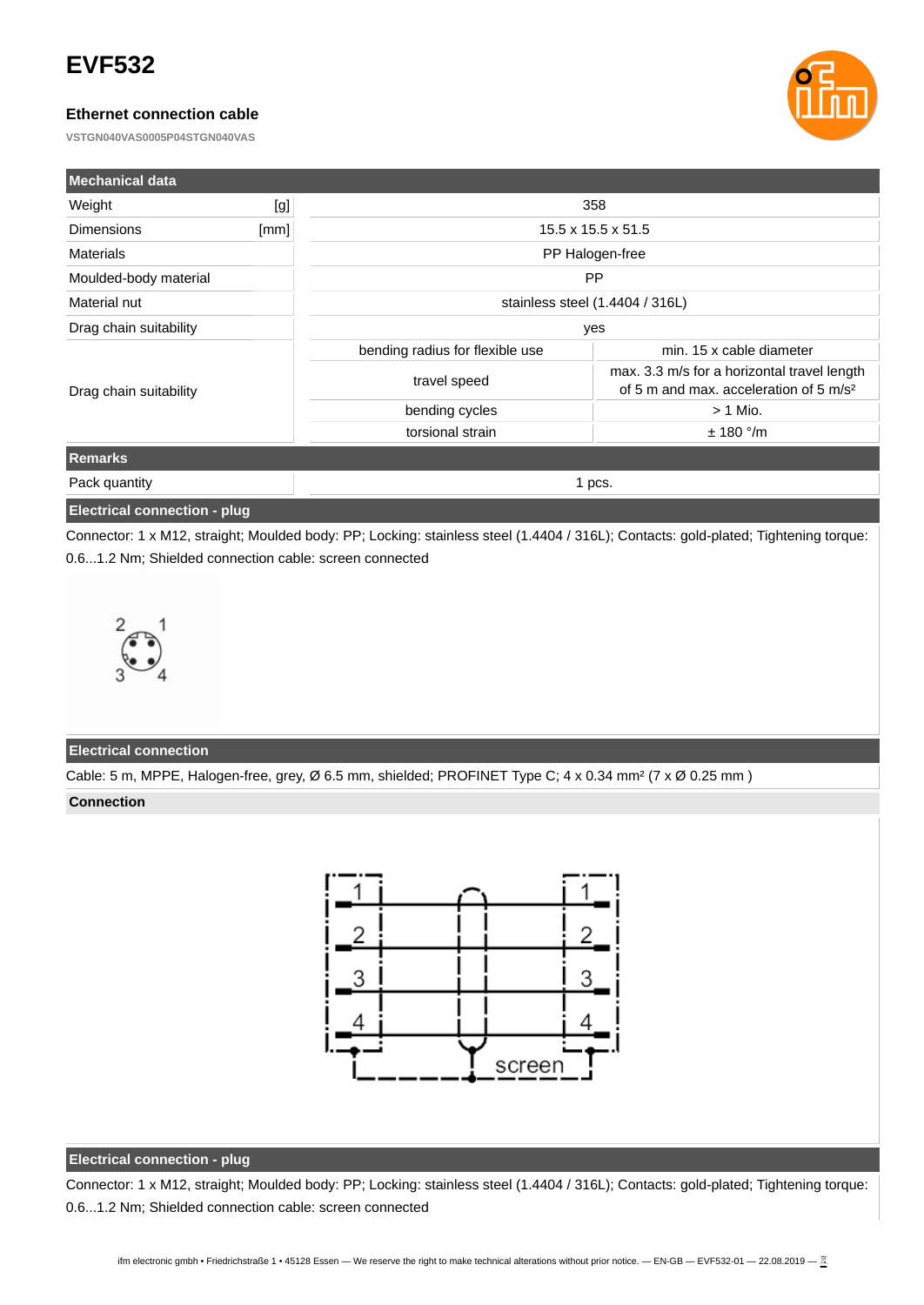# EVF532

### Ethernet connection cable

**VSTGN040VAS0005P04STGN040VAS**

## Mechanical data

| | | | |
|---|---|---|---|
| Weight | [g] | 358 | |
| Dimensions | [mm] | 15.5 x 15.5 x 51.5 | |
| Materials | | PP Halogen-free | |
| Moulded-body material | | PP | |
| Material nut | | stainless steel (1.4404 / 316L) | |
| Drag chain suitability | | yes | |
| Drag chain suitability | | bending radius for flexible use | min. 15 x cable diameter |
| | | travel speed | max. 3.3 m/s for a horizontal travel length of 5 m and max. acceleration of 5 m/s² |
| | | bending cycles | > 1 Mio. |
| | | torsional strain | ± 180 °/m |

## Remarks

| | |
|---|---|
| Pack quantity | 1 pcs. |

## Electrical connection - plug

Connector: 1 x M12, straight; Moulded body: PP; Locking: stainless steel (1.4404 / 316L); Contacts: gold-plated; Tightening torque: 0.6...1.2 Nm; Shielded connection cable: screen connected

## Electrical connection

Cable: 5 m, MPPE, Halogen-free, grey, Ø 6.5 mm, shielded; PROFINET Type C; 4 x 0.34 mm² (7 x Ø 0.25 mm )

### Connection

## Electrical connection - plug

Connector: 1 x M12, straight; Moulded body: PP; Locking: stainless steel (1.4404 / 316L); Contacts: gold-plated; Tightening torque: 0.6...1.2 Nm; Shielded connection cable: screen connected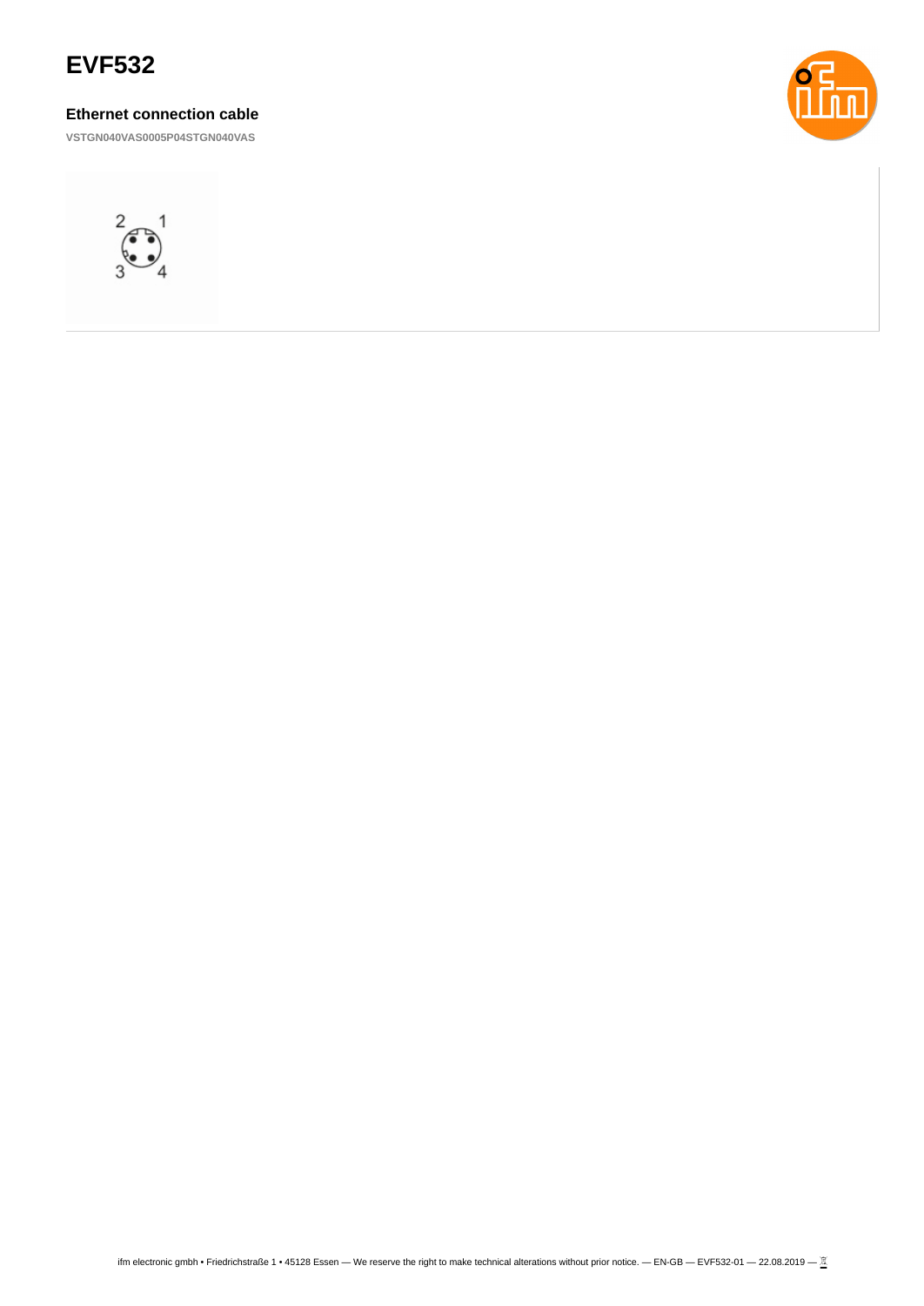# EVF532

### Ethernet connection cable

VSTGN040VAS0005P04STGN040VAS

2 1
3 4